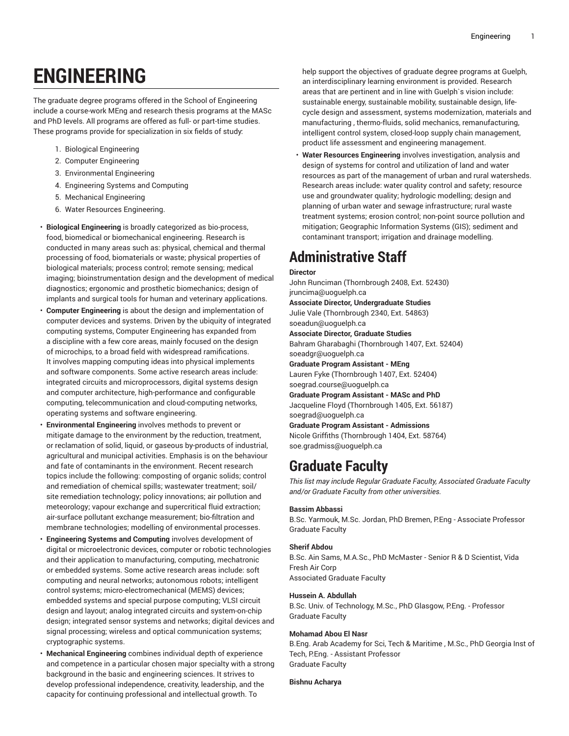# ENGINEERING

The graduate degree programs offered in the School of Engineering include a course-work MEng and research thesis programs at the MASc and PhD levels. All programs are offered as full- or part-time studies. These programs provide for specialization in six fields of study:

1. Biological Engineering
2. Computer Engineering
3. Environmental Engineering
4. Engineering Systems and Computing
5. Mechanical Engineering
6. Water Resources Engineering.

- **Biological Engineering** is broadly categorized as bio-process, food, biomedical or biomechanical engineering. Research is conducted in many areas such as: physical, chemical and thermal processing of food, biomaterials or waste; physical properties of biological materials; process control; remote sensing; medical imaging; bioinstrumentation design and the development of medical diagnostics; ergonomic and prosthetic biomechanics; design of implants and surgical tools for human and veterinary applications.
- **Computer Engineering** is about the design and implementation of computer devices and systems. Driven by the ubiquity of integrated computing systems, Computer Engineering has expanded from a discipline with a few core areas, mainly focused on the design of microchips, to a broad field with widespread ramifications. It involves mapping computing ideas into physical implements and software components. Some active research areas include: integrated circuits and microprocessors, digital systems design and computer architecture, high-performance and configurable computing, telecommunication and cloud-computing networks, operating systems and software engineering.
- **Environmental Engineering** involves methods to prevent or mitigate damage to the environment by the reduction, treatment, or reclamation of solid, liquid, or gaseous by-products of industrial, agricultural and municipal activities. Emphasis is on the behaviour and fate of contaminants in the environment. Recent research topics include the following: composting of organic solids; control and remediation of chemical spills; wastewater treatment; soil/site remediation technology; policy innovations; air pollution and meteorology; vapour exchange and supercritical fluid extraction; air-surface pollutant exchange measurement; bio-filtration and membrane technologies; modelling of environmental processes.
- **Engineering Systems and Computing** involves development of digital or microelectronic devices, computer or robotic technologies and their application to manufacturing, computing, mechatronic or embedded systems. Some active research areas include: soft computing and neural networks; autonomous robots; intelligent control systems; micro-electromechanical (MEMS) devices; embedded systems and special purpose computing; VLSI circuit design and layout; analog integrated circuits and system-on-chip design; integrated sensor systems and networks; digital devices and signal processing; wireless and optical communication systems; cryptographic systems.
- **Mechanical Engineering** combines individual depth of experience and competence in a particular chosen major specialty with a strong background in the basic and engineering sciences. It strives to develop professional independence, creativity, leadership, and the capacity for continuing professional and intellectual growth. To help support the objectives of graduate degree programs at Guelph, an interdisciplinary learning environment is provided. Research areas that are pertinent and in line with Guelph`s vision include: sustainable energy, sustainable mobility, sustainable design, life-cycle design and assessment, systems modernization, materials and manufacturing , thermo-fluids, solid mechanics, remanufacturing, intelligent control system, closed-loop supply chain management, product life assessment and engineering management.
- **Water Resources Engineering** involves investigation, analysis and design of systems for control and utilization of land and water resources as part of the management of urban and rural watersheds. Research areas include: water quality control and safety; resource use and groundwater quality; hydrologic modelling; design and planning of urban water and sewage infrastructure; rural waste treatment systems; erosion control; non-point source pollution and mitigation; Geographic Information Systems (GIS); sediment and contaminant transport; irrigation and drainage modelling.

## Administrative Staff

**Director**
John Runciman (Thornbrough 2408, Ext. 52430)
jruncima@uoguelph.ca

**Associate Director, Undergraduate Studies**
Julie Vale (Thornbrough 2340, Ext. 54863)
soeadun@uoguelph.ca

**Associate Director, Graduate Studies**
Bahram Gharabaghi (Thornbrough 1407, Ext. 52404)
soeadgr@uoguelph.ca

**Graduate Program Assistant - MEng**
Lauren Fyke (Thornbrough 1407, Ext. 52404)
soegrad.course@uoguelph.ca

**Graduate Program Assistant - MASc and PhD**
Jacqueline Floyd (Thornbrough 1405, Ext. 56187)
soegrad@uoguelph.ca

**Graduate Program Assistant - Admissions**
Nicole Griffiths (Thornbrough 1404, Ext. 58764)
soe.gradmiss@uoguelph.ca

## Graduate Faculty

*This list may include Regular Graduate Faculty, Associated Graduate Faculty and/or Graduate Faculty from other universities.*

**Bassim Abbassi**
B.Sc. Yarmouk, M.Sc. Jordan, PhD Bremen, P.Eng - Associate Professor
Graduate Faculty

**Sherif Abdou**
B.Sc. Ain Sams, M.A.Sc., PhD McMaster - Senior R & D Scientist, Vida Fresh Air Corp
Associated Graduate Faculty

**Hussein A. Abdullah**
B.Sc. Univ. of Technology, M.Sc., PhD Glasgow, P.Eng. - Professor
Graduate Faculty

**Mohamad Abou El Nasr**
B.Eng. Arab Academy for Sci, Tech & Maritime , M.Sc., PhD Georgia Inst of Tech, P.Eng. - Assistant Professor
Graduate Faculty

**Bishnu Acharya**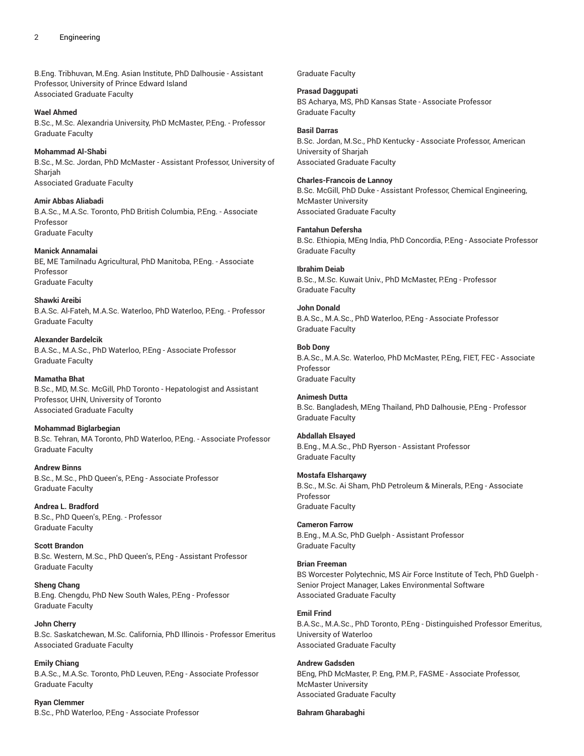B.Eng. Tribhuvan, M.Eng. Asian Institute, PhD Dalhousie - Assistant Professor, University of Prince Edward Island
Associated Graduate Faculty

**Wael Ahmed**
B.Sc., M.Sc. Alexandria University, PhD McMaster, P.Eng. - Professor
Graduate Faculty

**Mohammad Al-Shabi**
B.Sc., M.Sc. Jordan, PhD McMaster - Assistant Professor, University of Sharjah
Associated Graduate Faculty

**Amir Abbas Aliabadi**
B.A.Sc., M.A.Sc. Toronto, PhD British Columbia, P.Eng. - Associate Professor
Graduate Faculty

**Manick Annamalai**
BE, ME Tamilnadu Agricultural, PhD Manitoba, P.Eng. - Associate Professor
Graduate Faculty

**Shawki Areibi**
B.A.Sc. Al-Fateh, M.A.Sc. Waterloo, PhD Waterloo, P.Eng. - Professor
Graduate Faculty

**Alexander Bardelcik**
B.A.Sc., M.A.Sc., PhD Waterloo, P.Eng - Associate Professor
Graduate Faculty

**Mamatha Bhat**
B.Sc., MD, M.Sc. McGill, PhD Toronto - Hepatologist and Assistant Professor, UHN, University of Toronto
Associated Graduate Faculty

**Mohammad Biglarbegian**
B.Sc. Tehran, MA Toronto, PhD Waterloo, P.Eng. - Associate Professor
Graduate Faculty

**Andrew Binns**
B.Sc., M.Sc., PhD Queen's, P.Eng - Associate Professor
Graduate Faculty

**Andrea L. Bradford**
B.Sc., PhD Queen's, P.Eng. - Professor
Graduate Faculty

**Scott Brandon**
B.Sc. Western, M.Sc., PhD Queen's, P.Eng - Assistant Professor
Graduate Faculty

**Sheng Chang**
B.Eng. Chengdu, PhD New South Wales, P.Eng - Professor
Graduate Faculty

**John Cherry**
B.Sc. Saskatchewan, M.Sc. California, PhD Illinois - Professor Emeritus
Associated Graduate Faculty

**Emily Chiang**
B.A.Sc., M.A.Sc. Toronto, PhD Leuven, P.Eng - Associate Professor
Graduate Faculty

**Ryan Clemmer**
B.Sc., PhD Waterloo, P.Eng - Associate Professor
Graduate Faculty

**Prasad Daggupati**
BS Acharya, MS, PhD Kansas State - Associate Professor
Graduate Faculty

**Basil Darras**
B.Sc. Jordan, M.Sc., PhD Kentucky - Associate Professor, American University of Sharjah
Associated Graduate Faculty

**Charles-Francois de Lannoy**
B.Sc. McGill, PhD Duke - Assistant Professor, Chemical Engineering, McMaster University
Associated Graduate Faculty

**Fantahun Defersha**
B.Sc. Ethiopia, MEng India, PhD Concordia, P.Eng - Associate Professor
Graduate Faculty

**Ibrahim Deiab**
B.Sc., M.Sc. Kuwait Univ., PhD McMaster, P.Eng - Professor
Graduate Faculty

**John Donald**
B.A.Sc., M.A.Sc., PhD Waterloo, P.Eng - Associate Professor
Graduate Faculty

**Bob Dony**
B.A.Sc., M.A.Sc. Waterloo, PhD McMaster, P.Eng, FIET, FEC - Associate Professor
Graduate Faculty

**Animesh Dutta**
B.Sc. Bangladesh, MEng Thailand, PhD Dalhousie, P.Eng - Professor
Graduate Faculty

**Abdallah Elsayed**
B.Eng., M.A.Sc., PhD Ryerson - Assistant Professor
Graduate Faculty

**Mostafa Elsharqawy**
B.Sc., M.Sc. Ai Sham, PhD Petroleum & Minerals, P.Eng - Associate Professor
Graduate Faculty

**Cameron Farrow**
B.Eng., M.A.Sc, PhD Guelph - Assistant Professor
Graduate Faculty

**Brian Freeman**
BS Worcester Polytechnic, MS Air Force Institute of Tech, PhD Guelph - Senior Project Manager, Lakes Environmental Software
Associated Graduate Faculty

**Emil Frind**
B.A.Sc., M.A.Sc., PhD Toronto, P.Eng - Distinguished Professor Emeritus, University of Waterloo
Associated Graduate Faculty

**Andrew Gadsden**
BEng, PhD McMaster, P. Eng, P.M.P., FASME - Associate Professor, McMaster University
Associated Graduate Faculty

**Bahram Gharabaghi**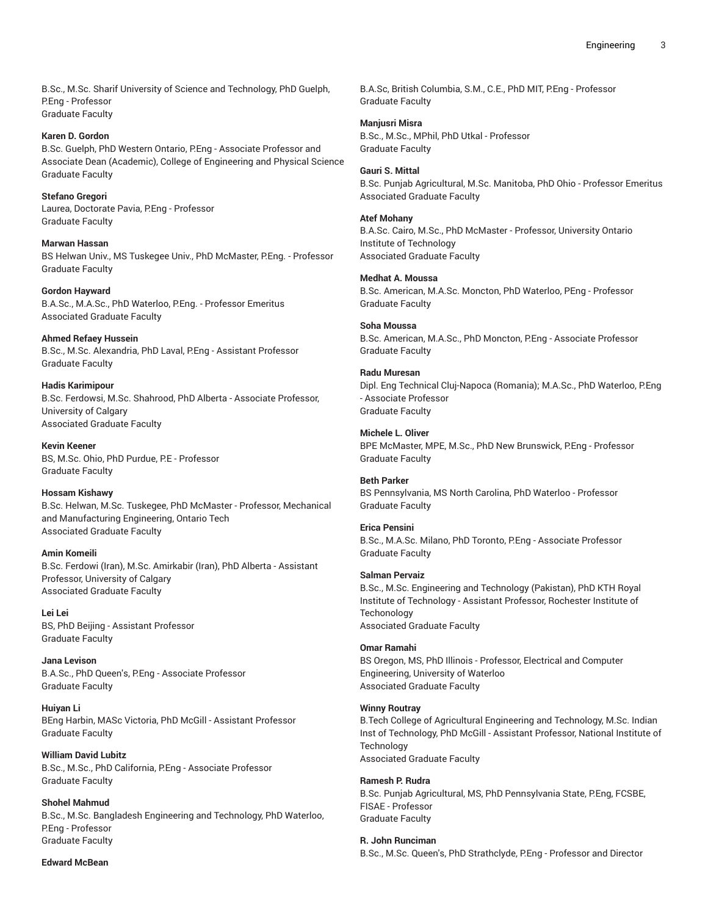B.Sc., M.Sc. Sharif University of Science and Technology, PhD Guelph, P.Eng - Professor
Graduate Faculty

**Karen D. Gordon**
B.Sc. Guelph, PhD Western Ontario, P.Eng - Associate Professor and Associate Dean (Academic), College of Engineering and Physical Science
Graduate Faculty

**Stefano Gregori**
Laurea, Doctorate Pavia, P.Eng - Professor
Graduate Faculty

**Marwan Hassan**
BS Helwan Univ., MS Tuskegee Univ., PhD McMaster, P.Eng. - Professor
Graduate Faculty

**Gordon Hayward**
B.A.Sc., M.A.Sc., PhD Waterloo, P.Eng. - Professor Emeritus
Associated Graduate Faculty

**Ahmed Refaey Hussein**
B.Sc., M.Sc. Alexandria, PhD Laval, P.Eng - Assistant Professor
Graduate Faculty

**Hadis Karimipour**
B.Sc. Ferdowsi, M.Sc. Shahrood, PhD Alberta - Associate Professor, University of Calgary
Associated Graduate Faculty

**Kevin Keener**
BS, M.Sc. Ohio, PhD Purdue, P.E - Professor
Graduate Faculty

**Hossam Kishawy**
B.Sc. Helwan, M.Sc. Tuskegee, PhD McMaster - Professor, Mechanical and Manufacturing Engineering, Ontario Tech
Associated Graduate Faculty

**Amin Komeili**
B.Sc. Ferdowi (Iran), M.Sc. Amirkabir (Iran), PhD Alberta - Assistant Professor, University of Calgary
Associated Graduate Faculty

**Lei Lei**
BS, PhD Beijing - Assistant Professor
Graduate Faculty

**Jana Levison**
B.A.Sc., PhD Queen's, P.Eng - Associate Professor
Graduate Faculty

**Huiyan Li**
BEng Harbin, MASc Victoria, PhD McGill - Assistant Professor
Graduate Faculty

**William David Lubitz**
B.Sc., M.Sc., PhD California, P.Eng - Associate Professor
Graduate Faculty

**Shohel Mahmud**
B.Sc., M.Sc. Bangladesh Engineering and Technology, PhD Waterloo, P.Eng - Professor
Graduate Faculty

**Edward McBean**
B.A.Sc, British Columbia, S.M., C.E., PhD MIT, P.Eng - Professor
Graduate Faculty

**Manjusri Misra**
B.Sc., M.Sc., MPhil, PhD Utkal - Professor
Graduate Faculty

**Gauri S. Mittal**
B.Sc. Punjab Agricultural, M.Sc. Manitoba, PhD Ohio - Professor Emeritus
Associated Graduate Faculty

**Atef Mohany**
B.A.Sc. Cairo, M.Sc., PhD McMaster - Professor, University Ontario Institute of Technology
Associated Graduate Faculty

**Medhat A. Moussa**
B.Sc. American, M.A.Sc. Moncton, PhD Waterloo, PEng - Professor
Graduate Faculty

**Soha Moussa**
B.Sc. American, M.A.Sc., PhD Moncton, P.Eng - Associate Professor
Graduate Faculty

**Radu Muresan**
Dipl. Eng Technical Cluj-Napoca (Romania); M.A.Sc., PhD Waterloo, P.Eng - Associate Professor
Graduate Faculty

**Michele L. Oliver**
BPE McMaster, MPE, M.Sc., PhD New Brunswick, P.Eng - Professor
Graduate Faculty

**Beth Parker**
BS Pennsylvania, MS North Carolina, PhD Waterloo - Professor
Graduate Faculty

**Erica Pensini**
B.Sc., M.A.Sc. Milano, PhD Toronto, P.Eng - Associate Professor
Graduate Faculty

**Salman Pervaiz**
B.Sc., M.Sc. Engineering and Technology (Pakistan), PhD KTH Royal Institute of Technology - Assistant Professor, Rochester Institute of Techonology
Associated Graduate Faculty

**Omar Ramahi**
BS Oregon, MS, PhD Illinois - Professor, Electrical and Computer Engineering, University of Waterloo
Associated Graduate Faculty

**Winny Routray**
B.Tech College of Agricultural Engineering and Technology, M.Sc. Indian Inst of Technology, PhD McGill - Assistant Professor, National Institute of Technology
Associated Graduate Faculty

**Ramesh P. Rudra**
B.Sc. Punjab Agricultural, MS, PhD Pennsylvania State, P.Eng, FCSBE, FISAE - Professor
Graduate Faculty

**R. John Runciman**
B.Sc., M.Sc. Queen's, PhD Strathclyde, P.Eng - Professor and Director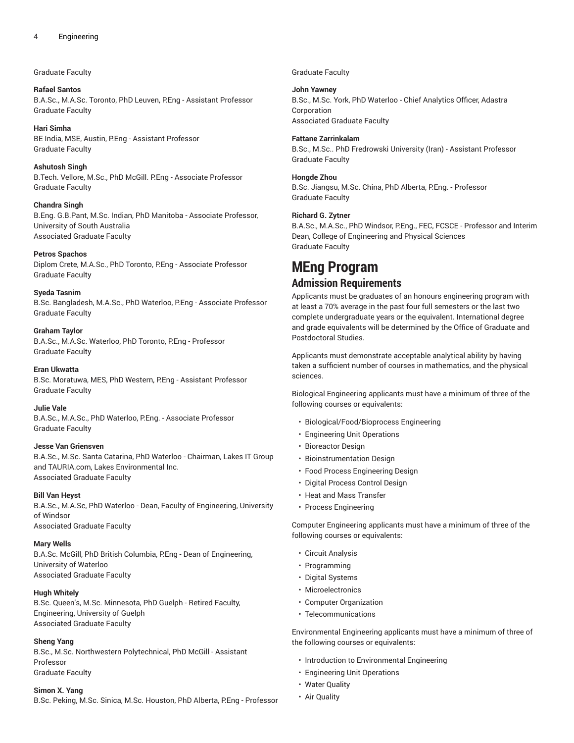Graduate Faculty

**Rafael Santos**
B.A.Sc., M.A.Sc. Toronto, PhD Leuven, P.Eng - Assistant Professor
Graduate Faculty

**Hari Simha**
BE India, MSE, Austin, P.Eng - Assistant Professor
Graduate Faculty

**Ashutosh Singh**
B.Tech. Vellore, M.Sc., PhD McGill. P.Eng - Associate Professor
Graduate Faculty

**Chandra Singh**
B.Eng. G.B.Pant, M.Sc. Indian, PhD Manitoba - Associate Professor, University of South Australia
Associated Graduate Faculty

**Petros Spachos**
Diplom Crete, M.A.Sc., PhD Toronto, P.Eng - Associate Professor
Graduate Faculty

**Syeda Tasnim**
B.Sc. Bangladesh, M.A.Sc., PhD Waterloo, P.Eng - Associate Professor
Graduate Faculty

**Graham Taylor**
B.A.Sc., M.A.Sc. Waterloo, PhD Toronto, P.Eng - Professor
Graduate Faculty

**Eran Ukwatta**
B.Sc. Moratuwa, MES, PhD Western, P.Eng - Assistant Professor
Graduate Faculty

**Julie Vale**
B.A.Sc., M.A.Sc., PhD Waterloo, P.Eng. - Associate Professor
Graduate Faculty

**Jesse Van Griensven**
B.A.Sc., M.Sc. Santa Catarina, PhD Waterloo - Chairman, Lakes IT Group and TAURIA.com, Lakes Environmental Inc.
Associated Graduate Faculty

**Bill Van Heyst**
B.A.Sc., M.A.Sc, PhD Waterloo - Dean, Faculty of Engineering, University of Windsor
Associated Graduate Faculty

**Mary Wells**
B.A.Sc. McGill, PhD British Columbia, P.Eng - Dean of Engineering, University of Waterloo
Associated Graduate Faculty

**Hugh Whitely**
B.Sc. Queen's, M.Sc. Minnesota, PhD Guelph - Retired Faculty, Engineering, University of Guelph
Associated Graduate Faculty

**Sheng Yang**
B.Sc., M.Sc. Northwestern Polytechnical, PhD McGill - Assistant Professor
Graduate Faculty

**Simon X. Yang**
B.Sc. Peking, M.Sc. Sinica, M.Sc. Houston, PhD Alberta, P.Eng - Professor
Graduate Faculty

**John Yawney**
B.Sc., M.Sc. York, PhD Waterloo - Chief Analytics Officer, Adastra Corporation
Associated Graduate Faculty

**Fattane Zarrinkalam**
B.Sc., M.Sc.. PhD Fredrowski University (Iran) - Assistant Professor
Graduate Faculty

**Hongde Zhou**
B.Sc. Jiangsu, M.Sc. China, PhD Alberta, P.Eng. - Professor
Graduate Faculty

**Richard G. Zytner**
B.A.Sc., M.A.Sc., PhD Windsor, P.Eng., FEC, FCSCE - Professor and Interim Dean, College of Engineering and Physical Sciences
Graduate Faculty

# MEng Program

## Admission Requirements

Applicants must be graduates of an honours engineering program with at least a 70% average in the past four full semesters or the last two complete undergraduate years or the equivalent. International degree and grade equivalents will be determined by the Office of Graduate and Postdoctoral Studies.

Applicants must demonstrate acceptable analytical ability by having taken a sufficient number of courses in mathematics, and the physical sciences.

Biological Engineering applicants must have a minimum of three of the following courses or equivalents:

- Biological/Food/Bioprocess Engineering
- Engineering Unit Operations
- Bioreactor Design
- Bioinstrumentation Design
- Food Process Engineering Design
- Digital Process Control Design
- Heat and Mass Transfer
- Process Engineering

Computer Engineering applicants must have a minimum of three of the following courses or equivalents:

- Circuit Analysis
- Programming
- Digital Systems
- Microelectronics
- Computer Organization
- Telecommunications

Environmental Engineering applicants must have a minimum of three of the following courses or equivalents:

- Introduction to Environmental Engineering
- Engineering Unit Operations
- Water Quality
- Air Quality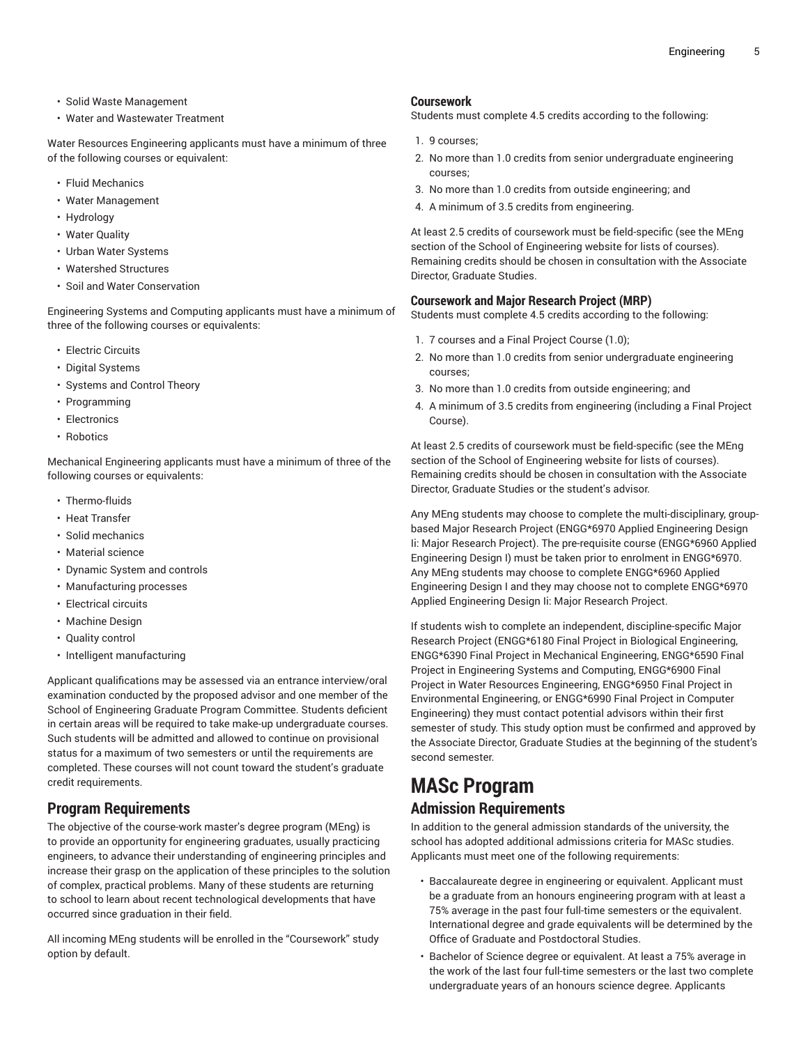- Solid Waste Management
- Water and Wastewater Treatment

Water Resources Engineering applicants must have a minimum of three of the following courses or equivalent:

- Fluid Mechanics
- Water Management
- Hydrology
- Water Quality
- Urban Water Systems
- Watershed Structures
- Soil and Water Conservation

Engineering Systems and Computing applicants must have a minimum of three of the following courses or equivalents:

- Electric Circuits
- Digital Systems
- Systems and Control Theory
- Programming
- Electronics
- Robotics

Mechanical Engineering applicants must have a minimum of three of the following courses or equivalents:

- Thermo-fluids
- Heat Transfer
- Solid mechanics
- Material science
- Dynamic System and controls
- Manufacturing processes
- Electrical circuits
- Machine Design
- Quality control
- Intelligent manufacturing

Applicant qualifications may be assessed via an entrance interview/oral examination conducted by the proposed advisor and one member of the School of Engineering Graduate Program Committee. Students deficient in certain areas will be required to take make-up undergraduate courses. Such students will be admitted and allowed to continue on provisional status for a maximum of two semesters or until the requirements are completed. These courses will not count toward the student's graduate credit requirements.

## Program Requirements

The objective of the course-work master's degree program (MEng) is to provide an opportunity for engineering graduates, usually practicing engineers, to advance their understanding of engineering principles and increase their grasp on the application of these principles to the solution of complex, practical problems. Many of these students are returning to school to learn about recent technological developments that have occurred since graduation in their field.

All incoming MEng students will be enrolled in the "Coursework" study option by default.

### Coursework

Students must complete 4.5 credits according to the following:

1. 9 courses;
2. No more than 1.0 credits from senior undergraduate engineering courses;
3. No more than 1.0 credits from outside engineering; and
4. A minimum of 3.5 credits from engineering.

At least 2.5 credits of coursework must be field-specific (see the MEng section of the School of Engineering website for lists of courses). Remaining credits should be chosen in consultation with the Associate Director, Graduate Studies.

### Coursework and Major Research Project (MRP)

Students must complete 4.5 credits according to the following:

1. 7 courses and a Final Project Course (1.0);
2. No more than 1.0 credits from senior undergraduate engineering courses;
3. No more than 1.0 credits from outside engineering; and
4. A minimum of 3.5 credits from engineering (including a Final Project Course).

At least 2.5 credits of coursework must be field-specific (see the MEng section of the School of Engineering website for lists of courses). Remaining credits should be chosen in consultation with the Associate Director, Graduate Studies or the student's advisor.

Any MEng students may choose to complete the multi-disciplinary, group-based Major Research Project (ENGG*6970 Applied Engineering Design Ii: Major Research Project). The pre-requisite course (ENGG*6960 Applied Engineering Design I) must be taken prior to enrolment in ENGG*6970. Any MEng students may choose to complete ENGG*6960 Applied Engineering Design I and they may choose not to complete ENGG*6970 Applied Engineering Design Ii: Major Research Project.

If students wish to complete an independent, discipline-specific Major Research Project (ENGG*6180 Final Project in Biological Engineering, ENGG*6390 Final Project in Mechanical Engineering, ENGG*6590 Final Project in Engineering Systems and Computing, ENGG*6900 Final Project in Water Resources Engineering, ENGG*6950 Final Project in Environmental Engineering, or ENGG*6990 Final Project in Computer Engineering) they must contact potential advisors within their first semester of study. This study option must be confirmed and approved by the Associate Director, Graduate Studies at the beginning of the student's second semester.

# MASc Program

## Admission Requirements

In addition to the general admission standards of the university, the school has adopted additional admissions criteria for MASc studies. Applicants must meet one of the following requirements:

- Baccalaureate degree in engineering or equivalent. Applicant must be a graduate from an honours engineering program with at least a 75% average in the past four full-time semesters or the equivalent. International degree and grade equivalents will be determined by the Office of Graduate and Postdoctoral Studies.
- Bachelor of Science degree or equivalent. At least a 75% average in the work of the last four full-time semesters or the last two complete undergraduate years of an honours science degree. Applicants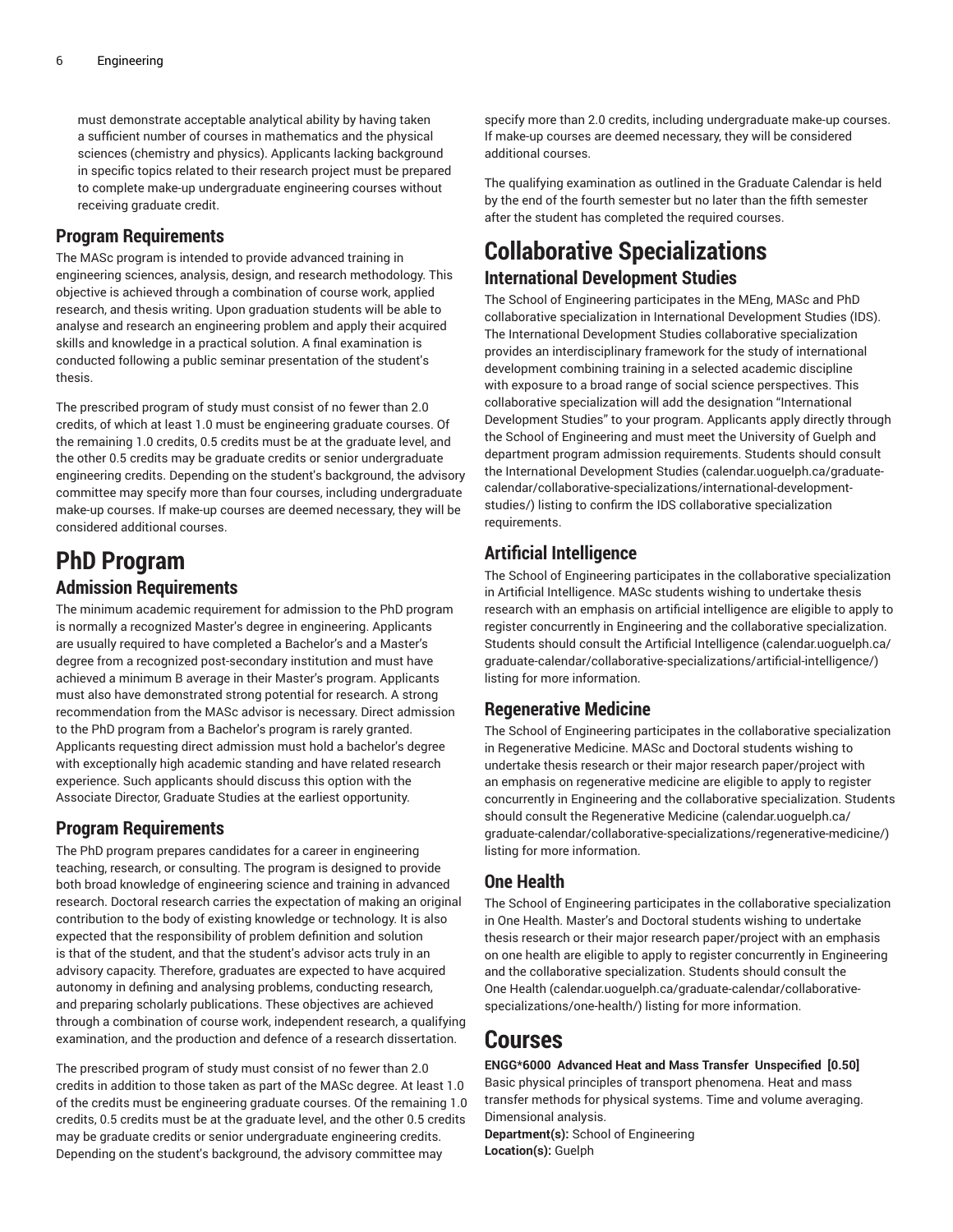must demonstrate acceptable analytical ability by having taken a sufficient number of courses in mathematics and the physical sciences (chemistry and physics). Applicants lacking background in specific topics related to their research project must be prepared to complete make-up undergraduate engineering courses without receiving graduate credit.

### Program Requirements

The MASc program is intended to provide advanced training in engineering sciences, analysis, design, and research methodology. This objective is achieved through a combination of course work, applied research, and thesis writing. Upon graduation students will be able to analyse and research an engineering problem and apply their acquired skills and knowledge in a practical solution. A final examination is conducted following a public seminar presentation of the student's thesis.

The prescribed program of study must consist of no fewer than 2.0 credits, of which at least 1.0 must be engineering graduate courses. Of the remaining 1.0 credits, 0.5 credits must be at the graduate level, and the other 0.5 credits may be graduate credits or senior undergraduate engineering credits. Depending on the student's background, the advisory committee may specify more than four courses, including undergraduate make-up courses. If make-up courses are deemed necessary, they will be considered additional courses.

## PhD Program

### Admission Requirements

The minimum academic requirement for admission to the PhD program is normally a recognized Master's degree in engineering. Applicants are usually required to have completed a Bachelor's and a Master's degree from a recognized post-secondary institution and must have achieved a minimum B average in their Master's program. Applicants must also have demonstrated strong potential for research. A strong recommendation from the MASc advisor is necessary. Direct admission to the PhD program from a Bachelor's program is rarely granted. Applicants requesting direct admission must hold a bachelor's degree with exceptionally high academic standing and have related research experience. Such applicants should discuss this option with the Associate Director, Graduate Studies at the earliest opportunity.

### Program Requirements

The PhD program prepares candidates for a career in engineering teaching, research, or consulting. The program is designed to provide both broad knowledge of engineering science and training in advanced research. Doctoral research carries the expectation of making an original contribution to the body of existing knowledge or technology. It is also expected that the responsibility of problem definition and solution is that of the student, and that the student's advisor acts truly in an advisory capacity. Therefore, graduates are expected to have acquired autonomy in defining and analysing problems, conducting research, and preparing scholarly publications. These objectives are achieved through a combination of course work, independent research, a qualifying examination, and the production and defence of a research dissertation.

The prescribed program of study must consist of no fewer than 2.0 credits in addition to those taken as part of the MASc degree. At least 1.0 of the credits must be engineering graduate courses. Of the remaining 1.0 credits, 0.5 credits must be at the graduate level, and the other 0.5 credits may be graduate credits or senior undergraduate engineering credits. Depending on the student's background, the advisory committee may specify more than 2.0 credits, including undergraduate make-up courses. If make-up courses are deemed necessary, they will be considered additional courses.

The qualifying examination as outlined in the Graduate Calendar is held by the end of the fourth semester but no later than the fifth semester after the student has completed the required courses.

## Collaborative Specializations

### International Development Studies

The School of Engineering participates in the MEng, MASc and PhD collaborative specialization in International Development Studies (IDS). The International Development Studies collaborative specialization provides an interdisciplinary framework for the study of international development combining training in a selected academic discipline with exposure to a broad range of social science perspectives. This collaborative specialization will add the designation "International Development Studies" to your program. Applicants apply directly through the School of Engineering and must meet the University of Guelph and department program admission requirements. Students should consult the International Development Studies (calendar.uoguelph.ca/graduate-calendar/collaborative-specializations/international-development-studies/) listing to confirm the IDS collaborative specialization requirements.

### Artificial Intelligence

The School of Engineering participates in the collaborative specialization in Artificial Intelligence. MASc students wishing to undertake thesis research with an emphasis on artificial intelligence are eligible to apply to register concurrently in Engineering and the collaborative specialization. Students should consult the Artificial Intelligence (calendar.uoguelph.ca/graduate-calendar/collaborative-specializations/artificial-intelligence/) listing for more information.

### Regenerative Medicine

The School of Engineering participates in the collaborative specialization in Regenerative Medicine. MASc and Doctoral students wishing to undertake thesis research or their major research paper/project with an emphasis on regenerative medicine are eligible to apply to register concurrently in Engineering and the collaborative specialization. Students should consult the Regenerative Medicine (calendar.uoguelph.ca/graduate-calendar/collaborative-specializations/regenerative-medicine/) listing for more information.

### One Health

The School of Engineering participates in the collaborative specialization in One Health. Master's and Doctoral students wishing to undertake thesis research or their major research paper/project with an emphasis on one health are eligible to apply to register concurrently in Engineering and the collaborative specialization. Students should consult the One Health (calendar.uoguelph.ca/graduate-calendar/collaborative-specializations/one-health/) listing for more information.

## Courses

**ENGG*6000 Advanced Heat and Mass Transfer Unspecified [0.50]**
Basic physical principles of transport phenomena. Heat and mass transfer methods for physical systems. Time and volume averaging. Dimensional analysis.
**Department(s):** School of Engineering
**Location(s):** Guelph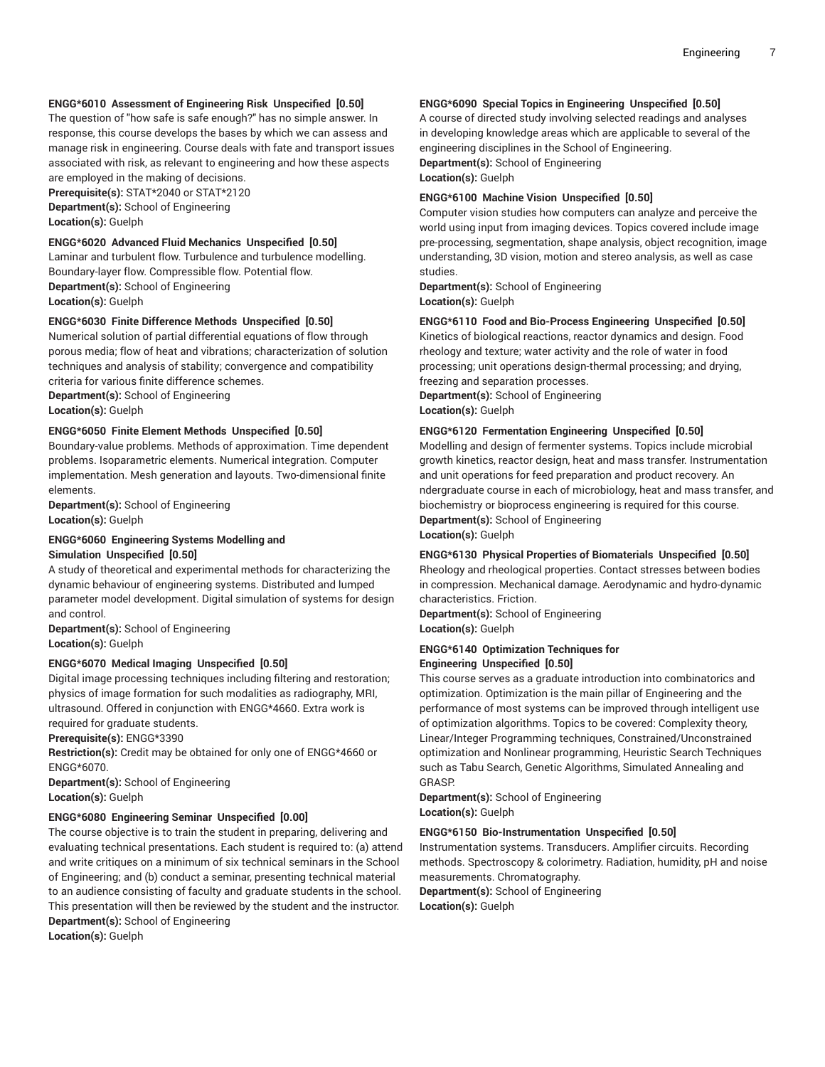**ENGG*6010 Assessment of Engineering Risk Unspecified [0.50]**
The question of "how safe is safe enough?" has no simple answer. In response, this course develops the bases by which we can assess and manage risk in engineering. Course deals with fate and transport issues associated with risk, as relevant to engineering and how these aspects are employed in the making of decisions.
**Prerequisite(s):** STAT*2040 or STAT*2120
**Department(s):** School of Engineering
**Location(s):** Guelph

**ENGG*6020 Advanced Fluid Mechanics Unspecified [0.50]**
Laminar and turbulent flow. Turbulence and turbulence modelling. Boundary-layer flow. Compressible flow. Potential flow.
**Department(s):** School of Engineering
**Location(s):** Guelph

**ENGG*6030 Finite Difference Methods Unspecified [0.50]**
Numerical solution of partial differential equations of flow through porous media; flow of heat and vibrations; characterization of solution techniques and analysis of stability; convergence and compatibility criteria for various finite difference schemes.
**Department(s):** School of Engineering
**Location(s):** Guelph

**ENGG*6050 Finite Element Methods Unspecified [0.50]**
Boundary-value problems. Methods of approximation. Time dependent problems. Isoparametric elements. Numerical integration. Computer implementation. Mesh generation and layouts. Two-dimensional finite elements.
**Department(s):** School of Engineering
**Location(s):** Guelph

**ENGG*6060 Engineering Systems Modelling and Simulation Unspecified [0.50]**
A study of theoretical and experimental methods for characterizing the dynamic behaviour of engineering systems. Distributed and lumped parameter model development. Digital simulation of systems for design and control.
**Department(s):** School of Engineering
**Location(s):** Guelph

**ENGG*6070 Medical Imaging Unspecified [0.50]**
Digital image processing techniques including filtering and restoration; physics of image formation for such modalities as radiography, MRI, ultrasound. Offered in conjunction with ENGG*4660. Extra work is required for graduate students.
**Prerequisite(s):** ENGG*3390
**Restriction(s):** Credit may be obtained for only one of ENGG*4660 or ENGG*6070.
**Department(s):** School of Engineering
**Location(s):** Guelph

**ENGG*6080 Engineering Seminar Unspecified [0.00]**
The course objective is to train the student in preparing, delivering and evaluating technical presentations. Each student is required to: (a) attend and write critiques on a minimum of six technical seminars in the School of Engineering; and (b) conduct a seminar, presenting technical material to an audience consisting of faculty and graduate students in the school. This presentation will then be reviewed by the student and the instructor.
**Department(s):** School of Engineering
**Location(s):** Guelph

**ENGG*6090 Special Topics in Engineering Unspecified [0.50]**
A course of directed study involving selected readings and analyses in developing knowledge areas which are applicable to several of the engineering disciplines in the School of Engineering.
**Department(s):** School of Engineering
**Location(s):** Guelph

**ENGG*6100 Machine Vision Unspecified [0.50]**
Computer vision studies how computers can analyze and perceive the world using input from imaging devices. Topics covered include image pre-processing, segmentation, shape analysis, object recognition, image understanding, 3D vision, motion and stereo analysis, as well as case studies.
**Department(s):** School of Engineering
**Location(s):** Guelph

**ENGG*6110 Food and Bio-Process Engineering Unspecified [0.50]**
Kinetics of biological reactions, reactor dynamics and design. Food rheology and texture; water activity and the role of water in food processing; unit operations design-thermal processing; and drying, freezing and separation processes.
**Department(s):** School of Engineering
**Location(s):** Guelph

**ENGG*6120 Fermentation Engineering Unspecified [0.50]**
Modelling and design of fermenter systems. Topics include microbial growth kinetics, reactor design, heat and mass transfer. Instrumentation and unit operations for feed preparation and product recovery. An ndergraduate course in each of microbiology, heat and mass transfer, and biochemistry or bioprocess engineering is required for this course.
**Department(s):** School of Engineering
**Location(s):** Guelph

**ENGG*6130 Physical Properties of Biomaterials Unspecified [0.50]**
Rheology and rheological properties. Contact stresses between bodies in compression. Mechanical damage. Aerodynamic and hydro-dynamic characteristics. Friction.
**Department(s):** School of Engineering
**Location(s):** Guelph

**ENGG*6140 Optimization Techniques for Engineering Unspecified [0.50]**
This course serves as a graduate introduction into combinatorics and optimization. Optimization is the main pillar of Engineering and the performance of most systems can be improved through intelligent use of optimization algorithms. Topics to be covered: Complexity theory, Linear/Integer Programming techniques, Constrained/Unconstrained optimization and Nonlinear programming, Heuristic Search Techniques such as Tabu Search, Genetic Algorithms, Simulated Annealing and GRASP.
**Department(s):** School of Engineering
**Location(s):** Guelph

**ENGG*6150 Bio-Instrumentation Unspecified [0.50]**
Instrumentation systems. Transducers. Amplifier circuits. Recording methods. Spectroscopy & colorimetry. Radiation, humidity, pH and noise measurements. Chromatography.
**Department(s):** School of Engineering
**Location(s):** Guelph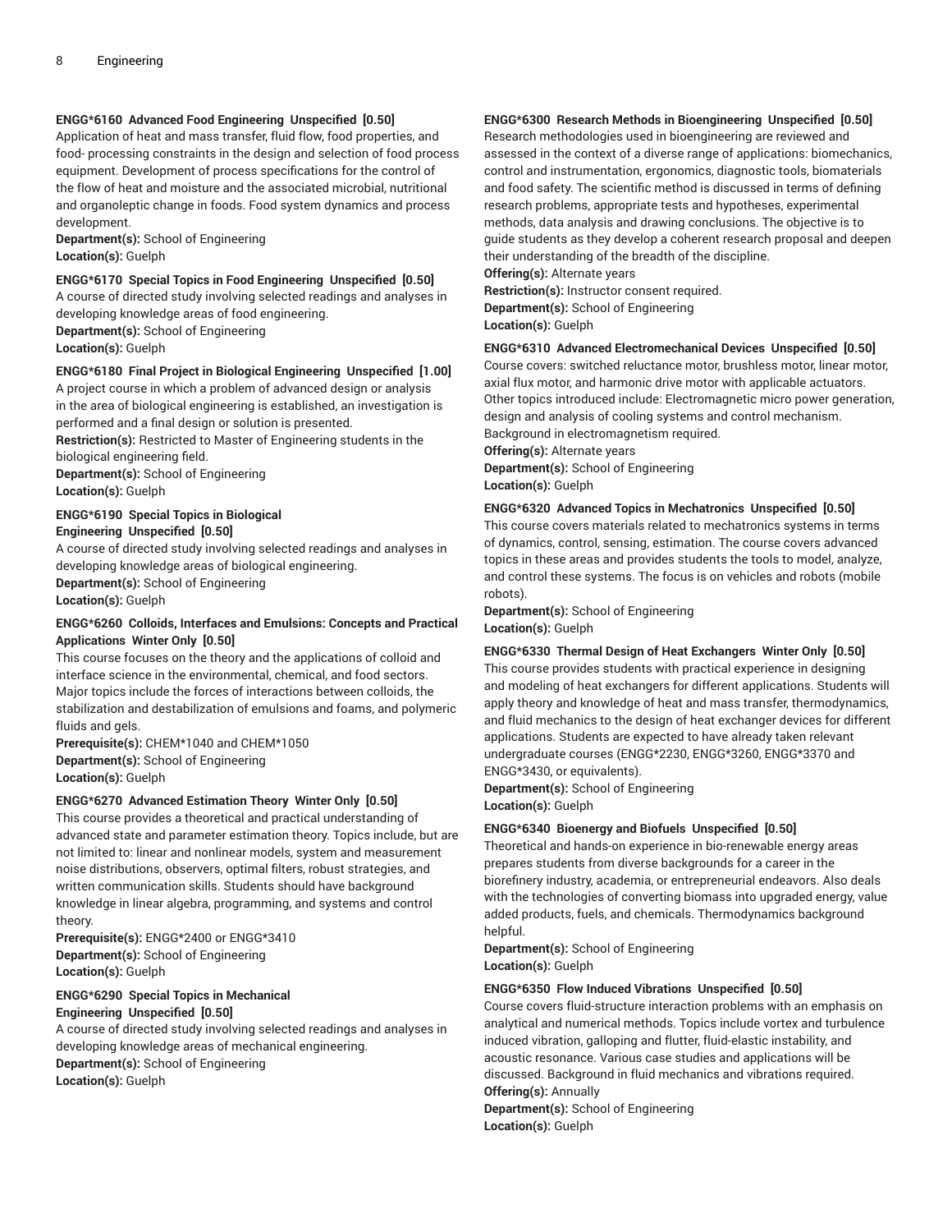**ENGG*6160 Advanced Food Engineering Unspecified [0.50]**

Application of heat and mass transfer, fluid flow, food properties, and food- processing constraints in the design and selection of food process equipment. Development of process specifications for the control of the flow of heat and moisture and the associated microbial, nutritional and organoleptic change in foods. Food system dynamics and process development.

**Department(s):** School of Engineering
**Location(s):** Guelph

**ENGG*6170 Special Topics in Food Engineering Unspecified [0.50]**

A course of directed study involving selected readings and analyses in developing knowledge areas of food engineering.

**Department(s):** School of Engineering
**Location(s):** Guelph

**ENGG*6180 Final Project in Biological Engineering Unspecified [1.00]**

A project course in which a problem of advanced design or analysis in the area of biological engineering is established, an investigation is performed and a final design or solution is presented.

**Restriction(s):** Restricted to Master of Engineering students in the biological engineering field.
**Department(s):** School of Engineering
**Location(s):** Guelph

**ENGG*6190 Special Topics in Biological Engineering Unspecified [0.50]**

A course of directed study involving selected readings and analyses in developing knowledge areas of biological engineering.

**Department(s):** School of Engineering
**Location(s):** Guelph

**ENGG*6260 Colloids, Interfaces and Emulsions: Concepts and Practical Applications Winter Only [0.50]**

This course focuses on the theory and the applications of colloid and interface science in the environmental, chemical, and food sectors. Major topics include the forces of interactions between colloids, the stabilization and destabilization of emulsions and foams, and polymeric fluids and gels.

**Prerequisite(s):** CHEM*1040 and CHEM*1050
**Department(s):** School of Engineering
**Location(s):** Guelph

**ENGG*6270 Advanced Estimation Theory Winter Only [0.50]**

This course provides a theoretical and practical understanding of advanced state and parameter estimation theory. Topics include, but are not limited to: linear and nonlinear models, system and measurement noise distributions, observers, optimal filters, robust strategies, and written communication skills. Students should have background knowledge in linear algebra, programming, and systems and control theory.

**Prerequisite(s):** ENGG*2400 or ENGG*3410
**Department(s):** School of Engineering
**Location(s):** Guelph

**ENGG*6290 Special Topics in Mechanical Engineering Unspecified [0.50]**

A course of directed study involving selected readings and analyses in developing knowledge areas of mechanical engineering.

**Department(s):** School of Engineering
**Location(s):** Guelph

**ENGG*6300 Research Methods in Bioengineering Unspecified [0.50]**

Research methodologies used in bioengineering are reviewed and assessed in the context of a diverse range of applications: biomechanics, control and instrumentation, ergonomics, diagnostic tools, biomaterials and food safety. The scientific method is discussed in terms of defining research problems, appropriate tests and hypotheses, experimental methods, data analysis and drawing conclusions. The objective is to guide students as they develop a coherent research proposal and deepen their understanding of the breadth of the discipline.

**Offering(s):** Alternate years
**Restriction(s):** Instructor consent required.
**Department(s):** School of Engineering
**Location(s):** Guelph

**ENGG*6310 Advanced Electromechanical Devices Unspecified [0.50]**

Course covers: switched reluctance motor, brushless motor, linear motor, axial flux motor, and harmonic drive motor with applicable actuators. Other topics introduced include: Electromagnetic micro power generation, design and analysis of cooling systems and control mechanism. Background in electromagnetism required.

**Offering(s):** Alternate years
**Department(s):** School of Engineering
**Location(s):** Guelph

**ENGG*6320 Advanced Topics in Mechatronics Unspecified [0.50]**

This course covers materials related to mechatronics systems in terms of dynamics, control, sensing, estimation. The course covers advanced topics in these areas and provides students the tools to model, analyze, and control these systems. The focus is on vehicles and robots (mobile robots).

**Department(s):** School of Engineering
**Location(s):** Guelph

**ENGG*6330 Thermal Design of Heat Exchangers Winter Only [0.50]**

This course provides students with practical experience in designing and modeling of heat exchangers for different applications. Students will apply theory and knowledge of heat and mass transfer, thermodynamics, and fluid mechanics to the design of heat exchanger devices for different applications. Students are expected to have already taken relevant undergraduate courses (ENGG*2230, ENGG*3260, ENGG*3370 and ENGG*3430, or equivalents).

**Department(s):** School of Engineering
**Location(s):** Guelph

**ENGG*6340 Bioenergy and Biofuels Unspecified [0.50]**

Theoretical and hands-on experience in bio-renewable energy areas prepares students from diverse backgrounds for a career in the biorefinery industry, academia, or entrepreneurial endeavors. Also deals with the technologies of converting biomass into upgraded energy, value added products, fuels, and chemicals. Thermodynamics background helpful.

**Department(s):** School of Engineering
**Location(s):** Guelph

**ENGG*6350 Flow Induced Vibrations Unspecified [0.50]**

Course covers fluid-structure interaction problems with an emphasis on analytical and numerical methods. Topics include vortex and turbulence induced vibration, galloping and flutter, fluid-elastic instability, and acoustic resonance. Various case studies and applications will be discussed. Background in fluid mechanics and vibrations required.

**Offering(s):** Annually
**Department(s):** School of Engineering
**Location(s):** Guelph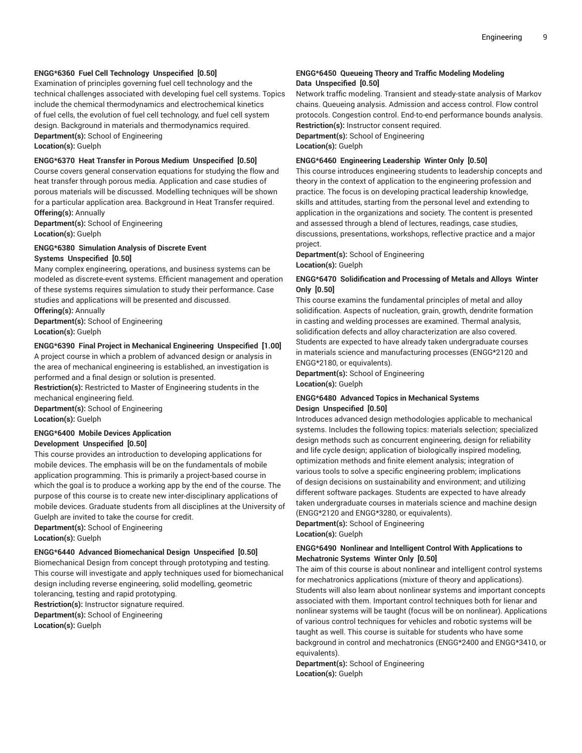#### ENGG*6360 Fuel Cell Technology Unspecified [0.50]

Examination of principles governing fuel cell technology and the technical challenges associated with developing fuel cell systems. Topics include the chemical thermodynamics and electrochemical kinetics of fuel cells, the evolution of fuel cell technology, and fuel cell system design. Background in materials and thermodynamics required.

**Department(s):** School of Engineering
**Location(s):** Guelph

#### ENGG*6370 Heat Transfer in Porous Medium Unspecified [0.50]

Course covers general conservation equations for studying the flow and heat transfer through porous media. Application and case studies of porous materials will be discussed. Modelling techniques will be shown for a particular application area. Background in Heat Transfer required.

**Offering(s):** Annually
**Department(s):** School of Engineering
**Location(s):** Guelph

#### ENGG*6380 Simulation Analysis of Discrete Event Systems Unspecified [0.50]

Many complex engineering, operations, and business systems can be modeled as discrete-event systems. Efficient management and operation of these systems requires simulation to study their performance. Case studies and applications will be presented and discussed.

**Offering(s):** Annually
**Department(s):** School of Engineering
**Location(s):** Guelph

#### ENGG*6390 Final Project in Mechanical Engineering Unspecified [1.00]

A project course in which a problem of advanced design or analysis in the area of mechanical engineering is established, an investigation is performed and a final design or solution is presented.

**Restriction(s):** Restricted to Master of Engineering students in the mechanical engineering field.
**Department(s):** School of Engineering
**Location(s):** Guelph

#### ENGG*6400 Mobile Devices Application Development Unspecified [0.50]

This course provides an introduction to developing applications for mobile devices. The emphasis will be on the fundamentals of mobile application programming. This is primarily a project-based course in which the goal is to produce a working app by the end of the course. The purpose of this course is to create new inter-disciplinary applications of mobile devices. Graduate students from all disciplines at the University of Guelph are invited to take the course for credit.

**Department(s):** School of Engineering
**Location(s):** Guelph

#### ENGG*6440 Advanced Biomechanical Design Unspecified [0.50]

Biomechanical Design from concept through prototyping and testing. This course will investigate and apply techniques used for biomechanical design including reverse engineering, solid modelling, geometric tolerancing, testing and rapid prototyping.

**Restriction(s):** Instructor signature required.
**Department(s):** School of Engineering
**Location(s):** Guelph

#### ENGG*6450 Queueing Theory and Traffic Modeling Modeling Data Unspecified [0.50]

Network traffic modeling. Transient and steady-state analysis of Markov chains. Queueing analysis. Admission and access control. Flow control protocols. Congestion control. End-to-end performance bounds analysis.

**Restriction(s):** Instructor consent required.
**Department(s):** School of Engineering
**Location(s):** Guelph

#### ENGG*6460 Engineering Leadership Winter Only [0.50]

This course introduces engineering students to leadership concepts and theory in the context of application to the engineering profession and practice. The focus is on developing practical leadership knowledge, skills and attitudes, starting from the personal level and extending to application in the organizations and society. The content is presented and assessed through a blend of lectures, readings, case studies, discussions, presentations, workshops, reflective practice and a major project.

**Department(s):** School of Engineering
**Location(s):** Guelph

#### ENGG*6470 Solidification and Processing of Metals and Alloys Winter Only [0.50]

This course examins the fundamental principles of metal and alloy solidification. Aspects of nucleation, grain, growth, dendrite formation in casting and welding processes are examined. Thermal analysis, solidification defects and alloy characterization are also covered. Students are expected to have already taken undergraduate courses in materials science and manufacturing processes (ENGG*2120 and ENGG*2180, or equivalents).

**Department(s):** School of Engineering
**Location(s):** Guelph

#### ENGG*6480 Advanced Topics in Mechanical Systems Design Unspecified [0.50]

Introduces advanced design methodologies applicable to mechanical systems. Includes the following topics: materials selection; specialized design methods such as concurrent engineering, design for reliability and life cycle design; application of biologically inspired modeling, optimization methods and finite element analysis; integration of various tools to solve a specific engineering problem; implications of design decisions on sustainability and environment; and utilizing different software packages. Students are expected to have already taken undergraduate courses in materials science and machine design (ENGG*2120 and ENGG*3280, or equivalents).

**Department(s):** School of Engineering
**Location(s):** Guelph

#### ENGG*6490 Nonlinear and Intelligent Control With Applications to Mechatronic Systems Winter Only [0.50]

The aim of this course is about nonlinear and intelligent control systems for mechatronics applications (mixture of theory and applications). Students will also learn about nonlinear systems and important concepts associated with them. Important control techniques both for lienar and nonlinear systems will be taught (focus will be on nonlinear). Applications of various control techniques for vehicles and robotic systems will be taught as well. This course is suitable for students who have some background in control and mechatronics (ENGG*2400 and ENGG*3410, or equivalents).

**Department(s):** School of Engineering
**Location(s):** Guelph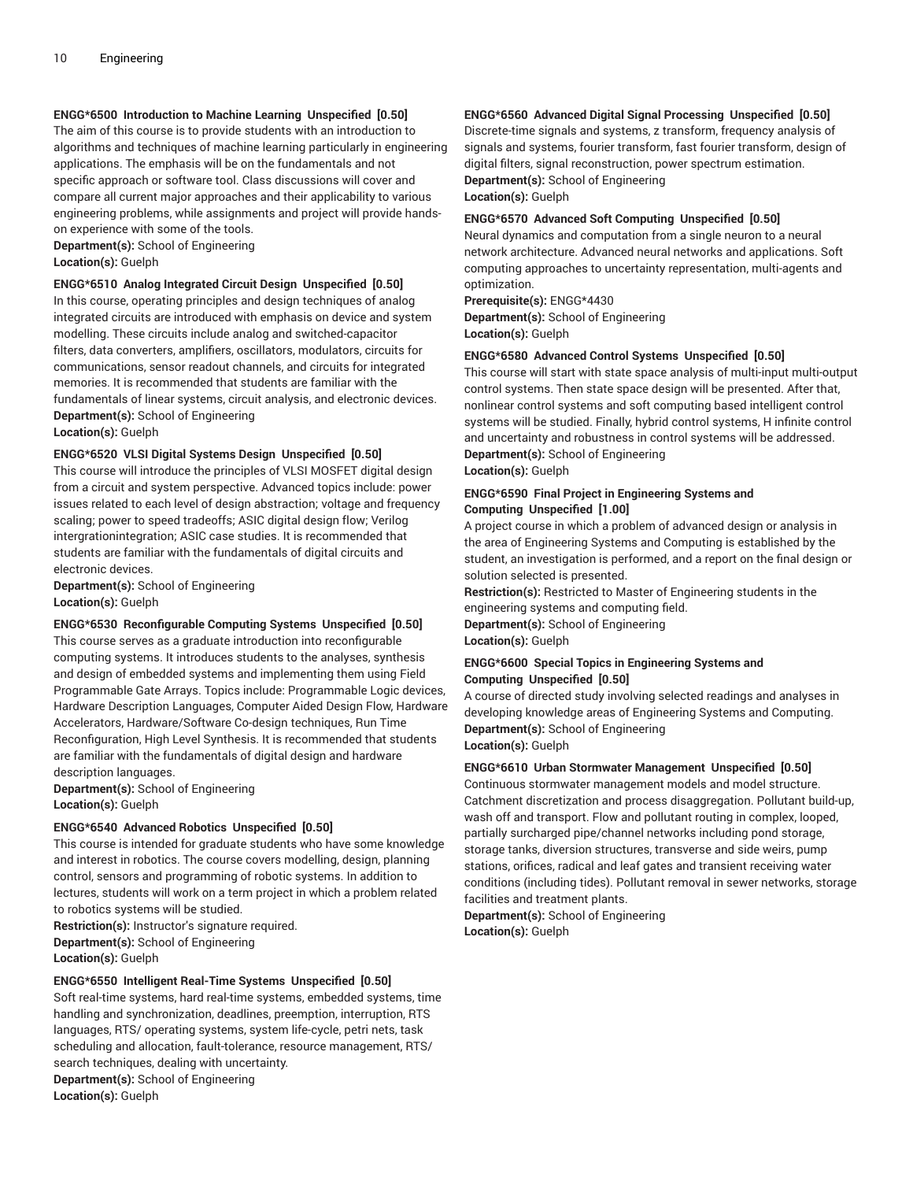**ENGG*6500 Introduction to Machine Learning Unspecified [0.50]**
The aim of this course is to provide students with an introduction to algorithms and techniques of machine learning particularly in engineering applications. The emphasis will be on the fundamentals and not specific approach or software tool. Class discussions will cover and compare all current major approaches and their applicability to various engineering problems, while assignments and project will provide hands-on experience with some of the tools.
**Department(s):** School of Engineering
**Location(s):** Guelph

**ENGG*6510 Analog Integrated Circuit Design Unspecified [0.50]**
In this course, operating principles and design techniques of analog integrated circuits are introduced with emphasis on device and system modelling. These circuits include analog and switched-capacitor filters, data converters, amplifiers, oscillators, modulators, circuits for communications, sensor readout channels, and circuits for integrated memories. It is recommended that students are familiar with the fundamentals of linear systems, circuit analysis, and electronic devices.
**Department(s):** School of Engineering
**Location(s):** Guelph

**ENGG*6520 VLSI Digital Systems Design Unspecified [0.50]**
This course will introduce the principles of VLSI MOSFET digital design from a circuit and system perspective. Advanced topics include: power issues related to each level of design abstraction; voltage and frequency scaling; power to speed tradeoffs; ASIC digital design flow; Verilog intergrationintegration; ASIC case studies. It is recommended that students are familiar with the fundamentals of digital circuits and electronic devices.
**Department(s):** School of Engineering
**Location(s):** Guelph

**ENGG*6530 Reconfigurable Computing Systems Unspecified [0.50]**
This course serves as a graduate introduction into reconfigurable computing systems. It introduces students to the analyses, synthesis and design of embedded systems and implementing them using Field Programmable Gate Arrays. Topics include: Programmable Logic devices, Hardware Description Languages, Computer Aided Design Flow, Hardware Accelerators, Hardware/Software Co-design techniques, Run Time Reconfiguration, High Level Synthesis. It is recommended that students are familiar with the fundamentals of digital design and hardware description languages.
**Department(s):** School of Engineering
**Location(s):** Guelph

**ENGG*6540 Advanced Robotics Unspecified [0.50]**
This course is intended for graduate students who have some knowledge and interest in robotics. The course covers modelling, design, planning control, sensors and programming of robotic systems. In addition to lectures, students will work on a term project in which a problem related to robotics systems will be studied.
**Restriction(s):** Instructor's signature required.
**Department(s):** School of Engineering
**Location(s):** Guelph

**ENGG*6550 Intelligent Real-Time Systems Unspecified [0.50]**
Soft real-time systems, hard real-time systems, embedded systems, time handling and synchronization, deadlines, preemption, interruption, RTS languages, RTS/ operating systems, system life-cycle, petri nets, task scheduling and allocation, fault-tolerance, resource management, RTS/ search techniques, dealing with uncertainty.
**Department(s):** School of Engineering
**Location(s):** Guelph

**ENGG*6560 Advanced Digital Signal Processing Unspecified [0.50]**
Discrete-time signals and systems, z transform, frequency analysis of signals and systems, fourier transform, fast fourier transform, design of digital filters, signal reconstruction, power spectrum estimation.
**Department(s):** School of Engineering
**Location(s):** Guelph

**ENGG*6570 Advanced Soft Computing Unspecified [0.50]**
Neural dynamics and computation from a single neuron to a neural network architecture. Advanced neural networks and applications. Soft computing approaches to uncertainty representation, multi-agents and optimization.
**Prerequisite(s):** ENGG*4430
**Department(s):** School of Engineering
**Location(s):** Guelph

**ENGG*6580 Advanced Control Systems Unspecified [0.50]**
This course will start with state space analysis of multi-input multi-output control systems. Then state space design will be presented. After that, nonlinear control systems and soft computing based intelligent control systems will be studied. Finally, hybrid control systems, H infinite control and uncertainty and robustness in control systems will be addressed.
**Department(s):** School of Engineering
**Location(s):** Guelph

**ENGG*6590 Final Project in Engineering Systems and Computing Unspecified [1.00]**
A project course in which a problem of advanced design or analysis in the area of Engineering Systems and Computing is established by the student, an investigation is performed, and a report on the final design or solution selected is presented.
**Restriction(s):** Restricted to Master of Engineering students in the engineering systems and computing field.
**Department(s):** School of Engineering
**Location(s):** Guelph

**ENGG*6600 Special Topics in Engineering Systems and Computing Unspecified [0.50]**
A course of directed study involving selected readings and analyses in developing knowledge areas of Engineering Systems and Computing.
**Department(s):** School of Engineering
**Location(s):** Guelph

**ENGG*6610 Urban Stormwater Management Unspecified [0.50]**
Continuous stormwater management models and model structure. Catchment discretization and process disaggregation. Pollutant build-up, wash off and transport. Flow and pollutant routing in complex, looped, partially surcharged pipe/channel networks including pond storage, storage tanks, diversion structures, transverse and side weirs, pump stations, orifices, radical and leaf gates and transient receiving water conditions (including tides). Pollutant removal in sewer networks, storage facilities and treatment plants.
**Department(s):** School of Engineering
**Location(s):** Guelph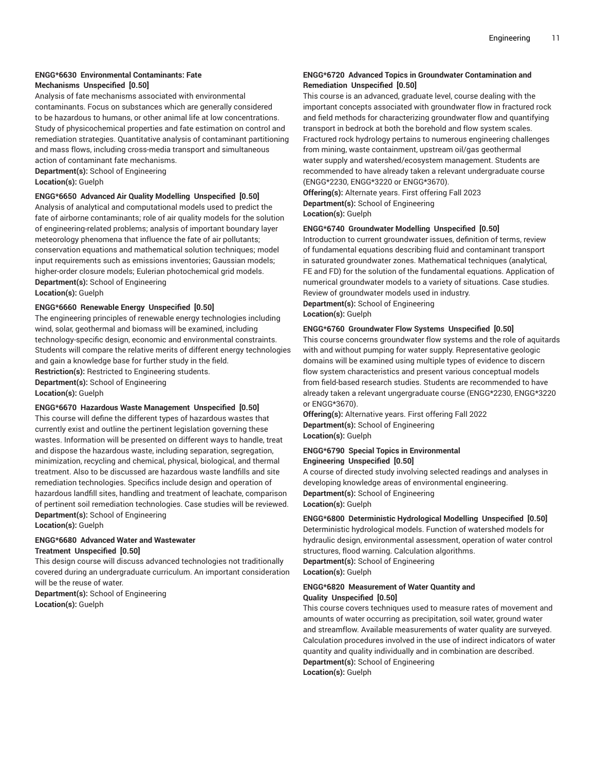#### ENGG*6630 Environmental Contaminants: Fate Mechanisms Unspecified [0.50]

Analysis of fate mechanisms associated with environmental contaminants. Focus on substances which are generally considered to be hazardous to humans, or other animal life at low concentrations. Study of physicochemical properties and fate estimation on control and remediation strategies. Quantitative analysis of contaminant partitioning and mass flows, including cross-media transport and simultaneous action of contaminant fate mechanisms.

**Department(s):** School of Engineering
**Location(s):** Guelph

#### ENGG*6650 Advanced Air Quality Modelling Unspecified [0.50]

Analysis of analytical and computational models used to predict the fate of airborne contaminants; role of air quality models for the solution of engineering-related problems; analysis of important boundary layer meteorology phenomena that influence the fate of air pollutants; conservation equations and mathematical solution techniques; model input requirements such as emissions inventories; Gaussian models; higher-order closure models; Eulerian photochemical grid models.

**Department(s):** School of Engineering
**Location(s):** Guelph

#### ENGG*6660 Renewable Energy Unspecified [0.50]

The engineering principles of renewable energy technologies including wind, solar, geothermal and biomass will be examined, including technology-specific design, economic and environmental constraints. Students will compare the relative merits of different energy technologies and gain a knowledge base for further study in the field.

**Restriction(s):** Restricted to Engineering students.
**Department(s):** School of Engineering
**Location(s):** Guelph

#### ENGG*6670 Hazardous Waste Management Unspecified [0.50]

This course will define the different types of hazardous wastes that currently exist and outline the pertinent legislation governing these wastes. Information will be presented on different ways to handle, treat and dispose the hazardous waste, including separation, segregation, minimization, recycling and chemical, physical, biological, and thermal treatment. Also to be discussed are hazardous waste landfills and site remediation technologies. Specifics include design and operation of hazardous landfill sites, handling and treatment of leachate, comparison of pertinent soil remediation technologies. Case studies will be reviewed.

**Department(s):** School of Engineering
**Location(s):** Guelph

#### ENGG*6680 Advanced Water and Wastewater Treatment Unspecified [0.50]

This design course will discuss advanced technologies not traditionally covered during an undergraduate curriculum. An important consideration will be the reuse of water.

**Department(s):** School of Engineering
**Location(s):** Guelph

#### ENGG*6720 Advanced Topics in Groundwater Contamination and Remediation Unspecified [0.50]

This course is an advanced, graduate level, course dealing with the important concepts associated with groundwater flow in fractured rock and field methods for characterizing groundwater flow and quantifying transport in bedrock at both the borehold and flow system scales. Fractured rock hydrology pertains to numerous engineering challenges from mining, waste containment, upstream oil/gas geothermal water supply and watershed/ecosystem management. Students are recommended to have already taken a relevant undergraduate course (ENGG*2230, ENGG*3220 or ENGG*3670).

**Offering(s):** Alternate years. First offering Fall 2023
**Department(s):** School of Engineering
**Location(s):** Guelph

#### ENGG*6740 Groundwater Modelling Unspecified [0.50]

Introduction to current groundwater issues, definition of terms, review of fundamental equations describing fluid and contaminant transport in saturated groundwater zones. Mathematical techniques (analytical, FE and FD) for the solution of the fundamental equations. Application of numerical groundwater models to a variety of situations. Case studies. Review of groundwater models used in industry.

**Department(s):** School of Engineering
**Location(s):** Guelph

#### ENGG*6760 Groundwater Flow Systems Unspecified [0.50]

This course concerns groundwater flow systems and the role of aquitards with and without pumping for water supply. Representative geologic domains will be examined using multiple types of evidence to discern flow system characteristics and present various conceptual models from field-based research studies. Students are recommended to have already taken a relevant ungergraduate course (ENGG*2230, ENGG*3220 or ENGG*3670).

**Offering(s):** Alternative years. First offering Fall 2022
**Department(s):** School of Engineering
**Location(s):** Guelph

#### ENGG*6790 Special Topics in Environmental Engineering Unspecified [0.50]

A course of directed study involving selected readings and analyses in developing knowledge areas of environmental engineering.

**Department(s):** School of Engineering
**Location(s):** Guelph

#### ENGG*6800 Deterministic Hydrological Modelling Unspecified [0.50]

Deterministic hydrological models. Function of watershed models for hydraulic design, environmental assessment, operation of water control structures, flood warning. Calculation algorithms.

**Department(s):** School of Engineering
**Location(s):** Guelph

#### ENGG*6820 Measurement of Water Quantity and Quality Unspecified [0.50]

This course covers techniques used to measure rates of movement and amounts of water occurring as precipitation, soil water, ground water and streamflow. Available measurements of water quality are surveyed. Calculation procedures involved in the use of indirect indicators of water quantity and quality individually and in combination are described.

**Department(s):** School of Engineering
**Location(s):** Guelph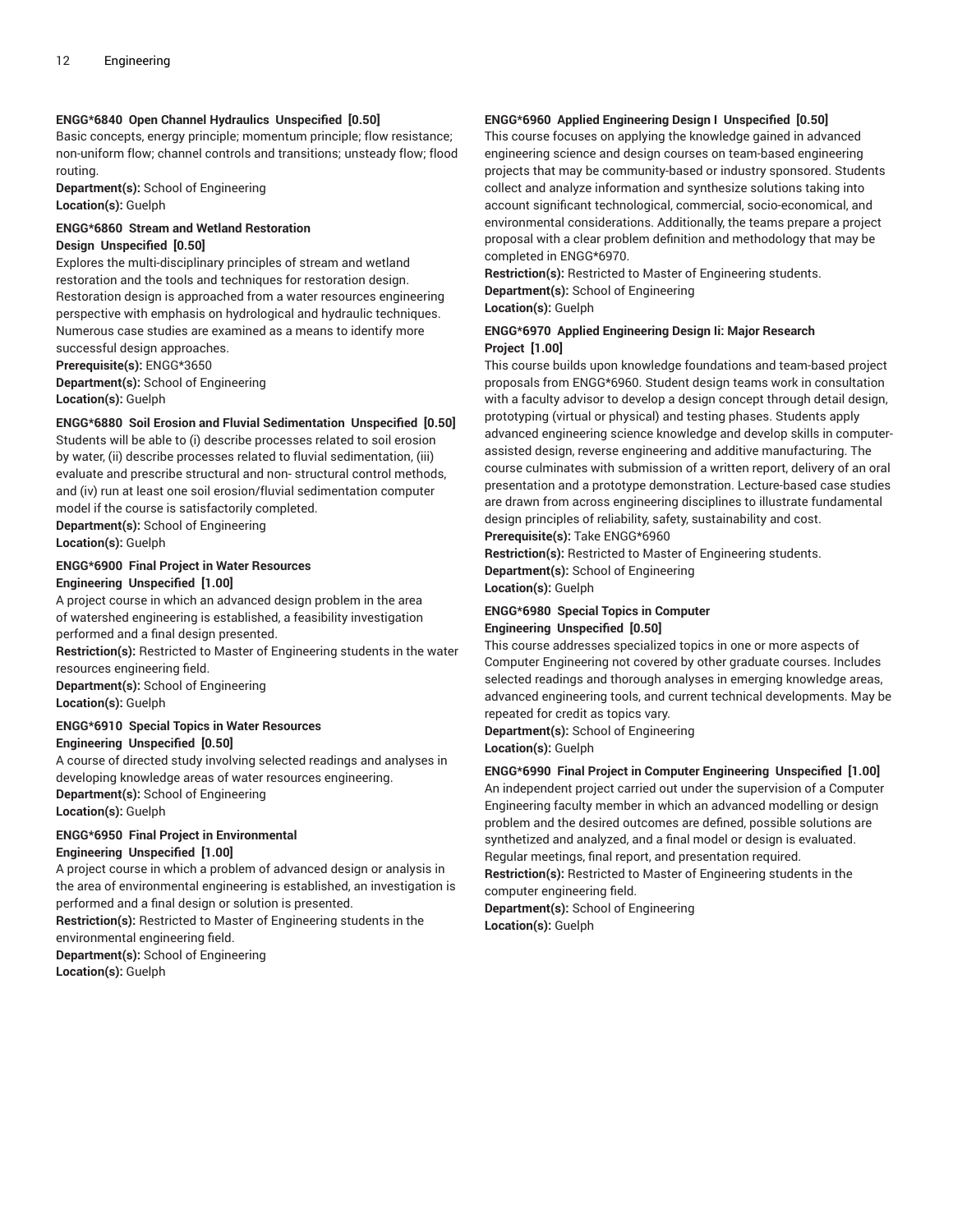**ENGG*6840 Open Channel Hydraulics Unspecified [0.50]**
Basic concepts, energy principle; momentum principle; flow resistance; non-uniform flow; channel controls and transitions; unsteady flow; flood routing.
**Department(s):** School of Engineering
**Location(s):** Guelph

**ENGG*6860 Stream and Wetland Restoration Design Unspecified [0.50]**
Explores the multi-disciplinary principles of stream and wetland restoration and the tools and techniques for restoration design. Restoration design is approached from a water resources engineering perspective with emphasis on hydrological and hydraulic techniques. Numerous case studies are examined as a means to identify more successful design approaches.
**Prerequisite(s):** ENGG*3650
**Department(s):** School of Engineering
**Location(s):** Guelph

**ENGG*6880 Soil Erosion and Fluvial Sedimentation Unspecified [0.50]**
Students will be able to (i) describe processes related to soil erosion by water, (ii) describe processes related to fluvial sedimentation, (iii) evaluate and prescribe structural and non- structural control methods, and (iv) run at least one soil erosion/fluvial sedimentation computer model if the course is satisfactorily completed.
**Department(s):** School of Engineering
**Location(s):** Guelph

**ENGG*6900 Final Project in Water Resources Engineering Unspecified [1.00]**
A project course in which an advanced design problem in the area of watershed engineering is established, a feasibility investigation performed and a final design presented.
**Restriction(s):** Restricted to Master of Engineering students in the water resources engineering field.
**Department(s):** School of Engineering
**Location(s):** Guelph

**ENGG*6910 Special Topics in Water Resources Engineering Unspecified [0.50]**
A course of directed study involving selected readings and analyses in developing knowledge areas of water resources engineering.
**Department(s):** School of Engineering
**Location(s):** Guelph

**ENGG*6950 Final Project in Environmental Engineering Unspecified [1.00]**
A project course in which a problem of advanced design or analysis in the area of environmental engineering is established, an investigation is performed and a final design or solution is presented.
**Restriction(s):** Restricted to Master of Engineering students in the environmental engineering field.
**Department(s):** School of Engineering
**Location(s):** Guelph

**ENGG*6960 Applied Engineering Design I Unspecified [0.50]**
This course focuses on applying the knowledge gained in advanced engineering science and design courses on team-based engineering projects that may be community-based or industry sponsored. Students collect and analyze information and synthesize solutions taking into account significant technological, commercial, socio-economical, and environmental considerations. Additionally, the teams prepare a project proposal with a clear problem definition and methodology that may be completed in ENGG*6970.
**Restriction(s):** Restricted to Master of Engineering students.
**Department(s):** School of Engineering
**Location(s):** Guelph

**ENGG*6970 Applied Engineering Design Ii: Major Research Project [1.00]**
This course builds upon knowledge foundations and team-based project proposals from ENGG*6960. Student design teams work in consultation with a faculty advisor to develop a design concept through detail design, prototyping (virtual or physical) and testing phases. Students apply advanced engineering science knowledge and develop skills in computer-assisted design, reverse engineering and additive manufacturing. The course culminates with submission of a written report, delivery of an oral presentation and a prototype demonstration. Lecture-based case studies are drawn from across engineering disciplines to illustrate fundamental design principles of reliability, safety, sustainability and cost.
**Prerequisite(s):** Take ENGG*6960
**Restriction(s):** Restricted to Master of Engineering students.
**Department(s):** School of Engineering
**Location(s):** Guelph

**ENGG*6980 Special Topics in Computer Engineering Unspecified [0.50]**
This course addresses specialized topics in one or more aspects of Computer Engineering not covered by other graduate courses. Includes selected readings and thorough analyses in emerging knowledge areas, advanced engineering tools, and current technical developments. May be repeated for credit as topics vary.
**Department(s):** School of Engineering
**Location(s):** Guelph

**ENGG*6990 Final Project in Computer Engineering Unspecified [1.00]**
An independent project carried out under the supervision of a Computer Engineering faculty member in which an advanced modelling or design problem and the desired outcomes are defined, possible solutions are synthetized and analyzed, and a final model or design is evaluated. Regular meetings, final report, and presentation required.
**Restriction(s):** Restricted to Master of Engineering students in the computer engineering field.
**Department(s):** School of Engineering
**Location(s):** Guelph